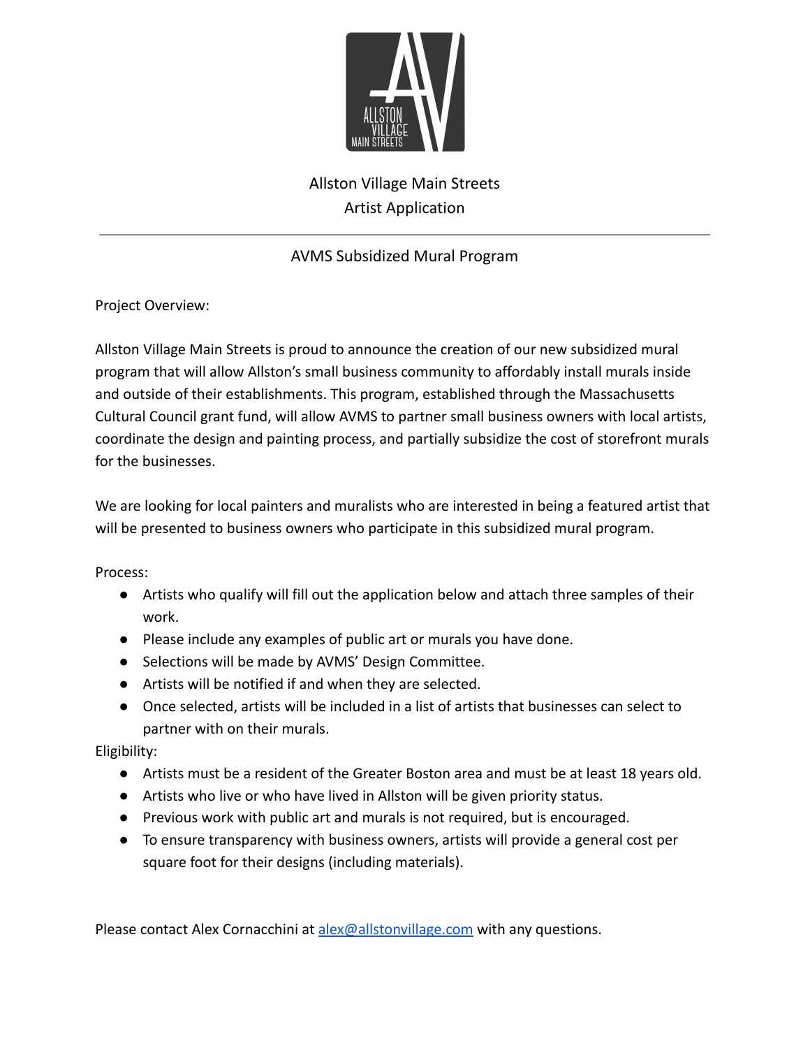# Allston Village Main Streets
# Artist Application

---

## AVMS Subsidized Mural Program

Project Overview:

Allston Village Main Streets is proud to announce the creation of our new subsidized mural program that will allow Allston's small business community to affordably install murals inside and outside of their establishments. This program, established through the Massachusetts Cultural Council grant fund, will allow AVMS to partner small business owners with local artists, coordinate the design and painting process, and partially subsidize the cost of storefront murals for the businesses.

We are looking for local painters and muralists who are interested in being a featured artist that will be presented to business owners who participate in this subsidized mural program.

Process:

- Artists who qualify will fill out the application below and attach three samples of their work.
- Please include any examples of public art or murals you have done.
- Selections will be made by AVMS' Design Committee.
- Artists will be notified if and when they are selected.
- Once selected, artists will be included in a list of artists that businesses can select to partner with on their murals.

Eligibility:

- Artists must be a resident of the Greater Boston area and must be at least 18 years old.
- Artists who live or who have lived in Allston will be given priority status.
- Previous work with public art and murals is not required, but is encouraged.
- To ensure transparency with business owners, artists will provide a general cost per square foot for their designs (including materials).

Please contact Alex Cornacchini at [alex@allstonvillage.com](mailto:alex@allstonvillage.com) with any questions.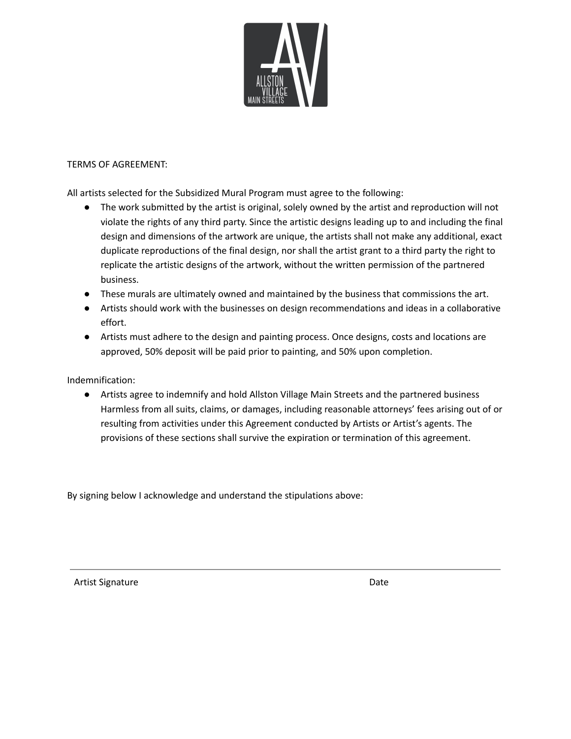TERMS OF AGREEMENT:

All artists selected for the Subsidized Mural Program must agree to the following:

- The work submitted by the artist is original, solely owned by the artist and reproduction will not violate the rights of any third party. Since the artistic designs leading up to and including the final design and dimensions of the artwork are unique, the artists shall not make any additional, exact duplicate reproductions of the final design, nor shall the artist grant to a third party the right to replicate the artistic designs of the artwork, without the written permission of the partnered business.
- These murals are ultimately owned and maintained by the business that commissions the art.
- Artists should work with the businesses on design recommendations and ideas in a collaborative effort.
- Artists must adhere to the design and painting process. Once designs, costs and locations are approved, 50% deposit will be paid prior to painting, and 50% upon completion.

Indemnification:

- Artists agree to indemnify and hold Allston Village Main Streets and the partnered business Harmless from all suits, claims, or damages, including reasonable attorneys' fees arising out of or resulting from activities under this Agreement conducted by Artists or Artist's agents. The provisions of these sections shall survive the expiration or termination of this agreement.

By signing below I acknowledge and understand the stipulations above:

---

Artist Signature                                        Date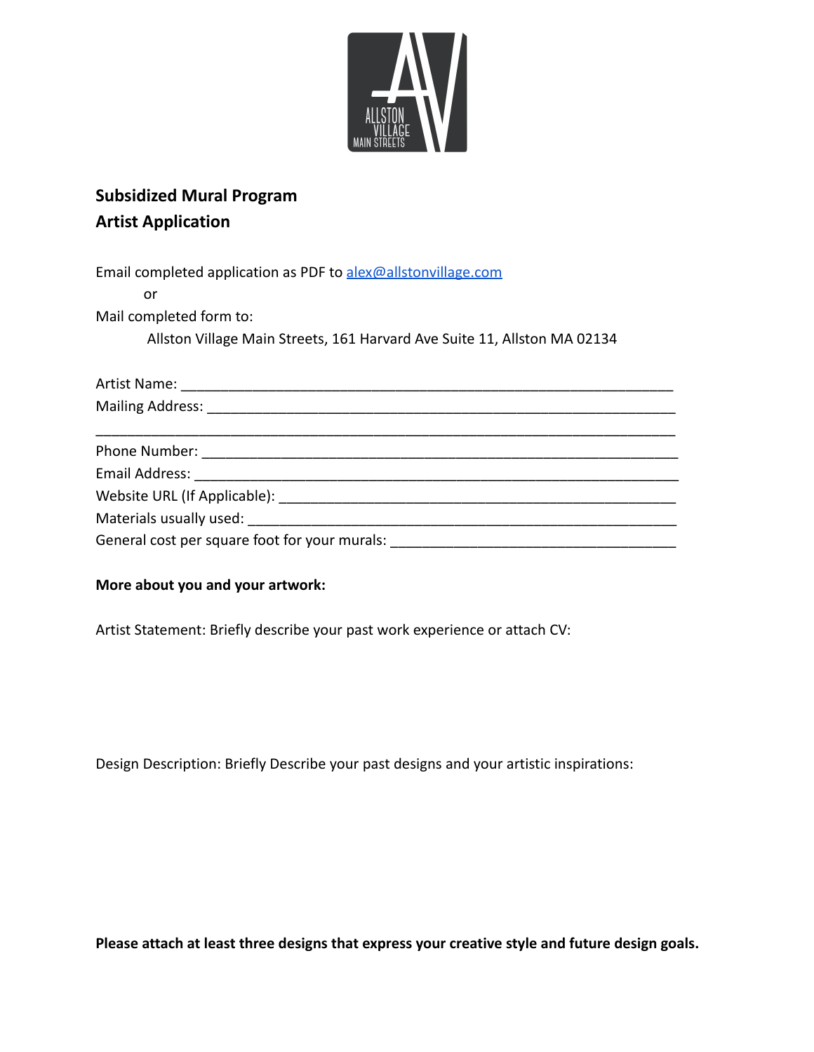ALLSTON VILLAGE MAIN STREETS

## Subsidized Mural Program
## Artist Application

Email completed application as PDF to alex@allstonvillage.com

or

Mail completed form to:

Allston Village Main Streets, 161 Harvard Ave Suite 11, Allston MA 02134

Artist Name: ____________________________________________________________

Mailing Address: _________________________________________________________

_______________________________________________________________________

Phone Number: __________________________________________________________

Email Address: ___________________________________________________________

Website URL (If Applicable): _______________________________________________

Materials usually used: ____________________________________________________

General cost per square foot for your murals: __________________________________

**More about you and your artwork:**

Artist Statement: Briefly describe your past work experience or attach CV:

Design Description: Briefly Describe your past designs and your artistic inspirations:

**Please attach at least three designs that express your creative style and future design goals.**